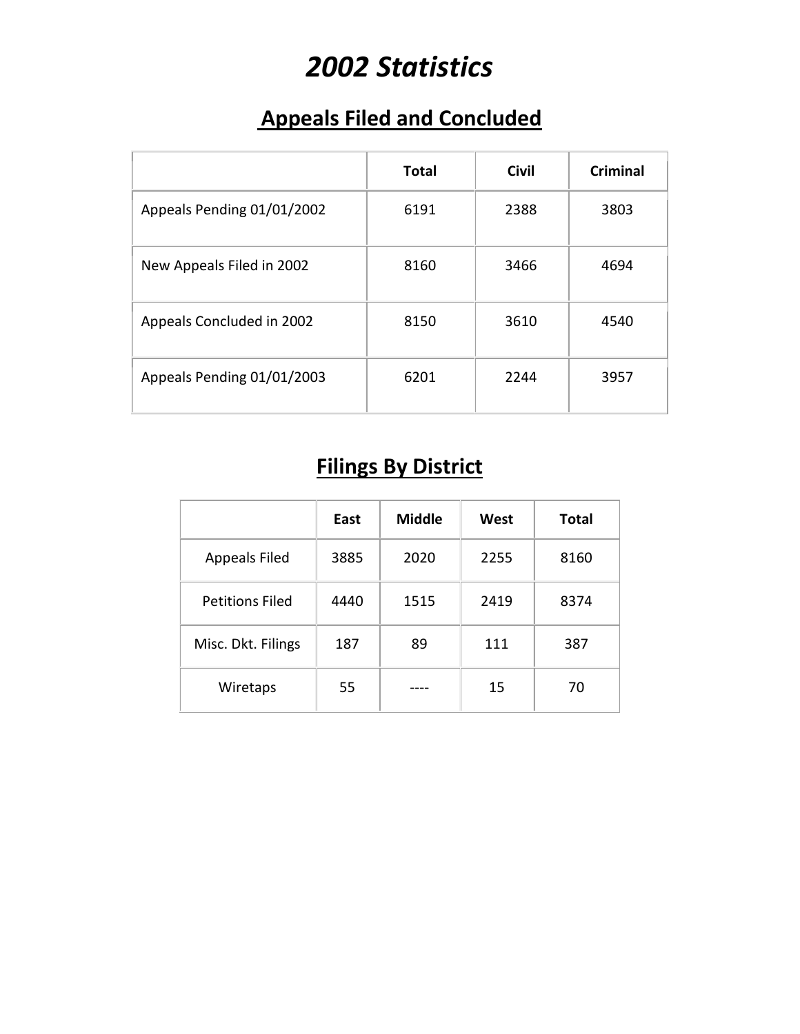# *2002 Statistics*

## Appeals Filed and Concluded

| | Total | Civil | Criminal |
|---|---|---|---|
| Appeals Pending 01/01/2002 | 6191 | 2388 | 3803 |
| New Appeals Filed in 2002 | 8160 | 3466 | 4694 |
| Appeals Concluded in 2002 | 8150 | 3610 | 4540 |
| Appeals Pending 01/01/2003 | 6201 | 2244 | 3957 |

## Filings By District

| | East | Middle | West | Total |
|---|---|---|---|---|
| Appeals Filed | 3885 | 2020 | 2255 | 8160 |
| Petitions Filed | 4440 | 1515 | 2419 | 8374 |
| Misc. Dkt. Filings | 187 | 89 | 111 | 387 |
| Wiretaps | 55 | ---- | 15 | 70 |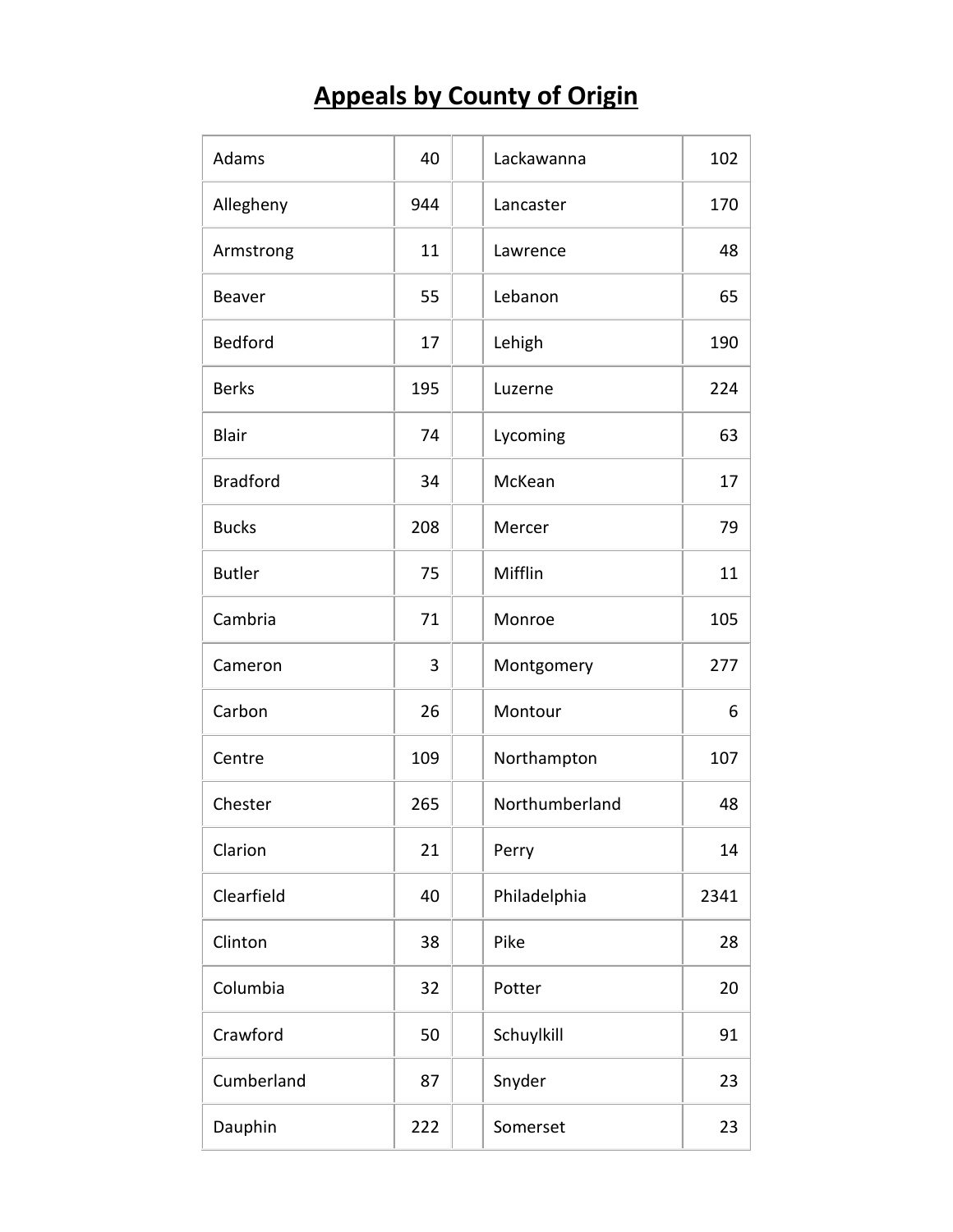# Appeals by County of Origin

| County | Appeals | | County | Appeals |
|---|---|---|---|---|
| Adams | 40 | | Lackawanna | 102 |
| Allegheny | 944 | | Lancaster | 170 |
| Armstrong | 11 | | Lawrence | 48 |
| Beaver | 55 | | Lebanon | 65 |
| Bedford | 17 | | Lehigh | 190 |
| Berks | 195 | | Luzerne | 224 |
| Blair | 74 | | Lycoming | 63 |
| Bradford | 34 | | McKean | 17 |
| Bucks | 208 | | Mercer | 79 |
| Butler | 75 | | Mifflin | 11 |
| Cambria | 71 | | Monroe | 105 |
| Cameron | 3 | | Montgomery | 277 |
| Carbon | 26 | | Montour | 6 |
| Centre | 109 | | Northampton | 107 |
| Chester | 265 | | Northumberland | 48 |
| Clarion | 21 | | Perry | 14 |
| Clearfield | 40 | | Philadelphia | 2341 |
| Clinton | 38 | | Pike | 28 |
| Columbia | 32 | | Potter | 20 |
| Crawford | 50 | | Schuylkill | 91 |
| Cumberland | 87 | | Snyder | 23 |
| Dauphin | 222 | | Somerset | 23 |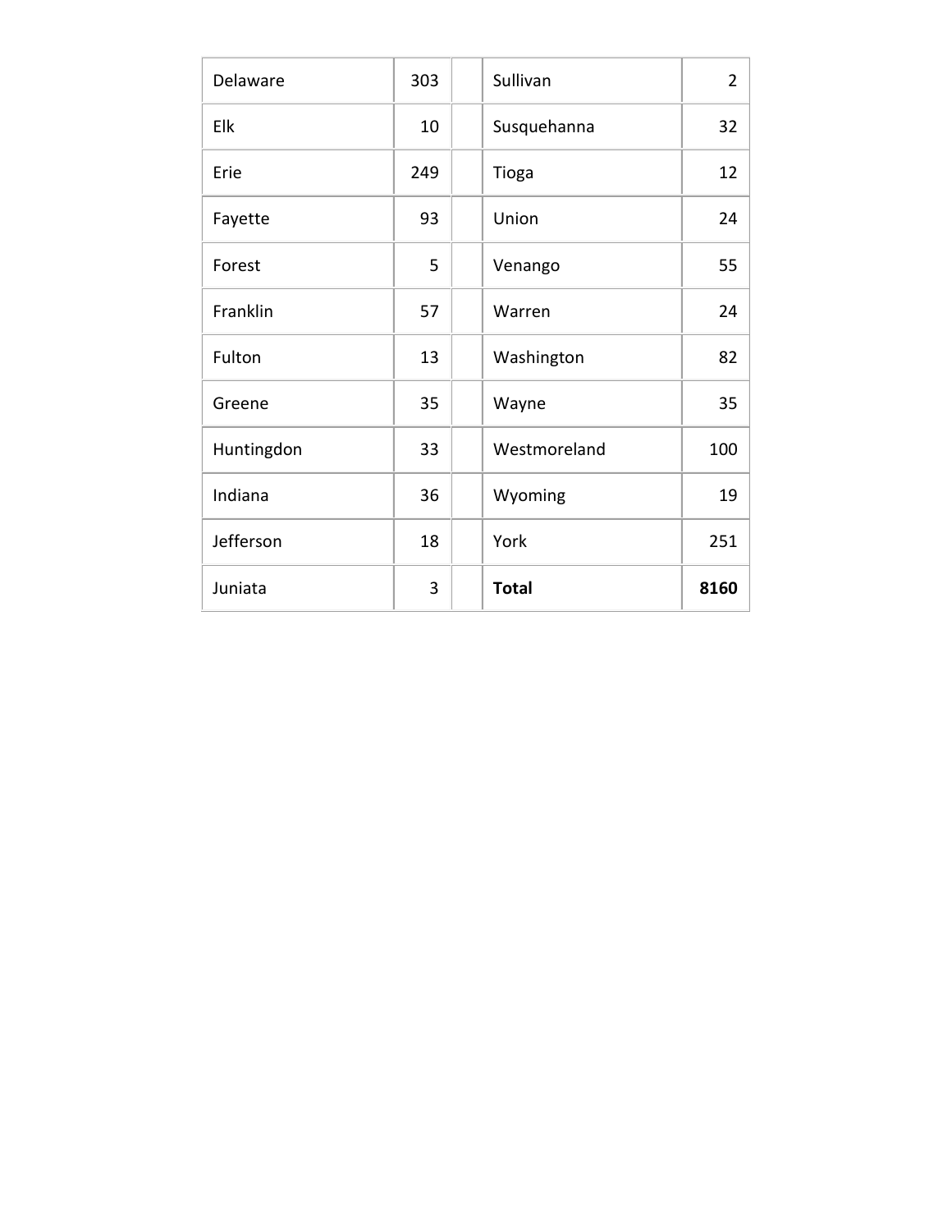| Delaware | 303 | | Sullivan | 2 |
|---|---|---|---|---|
| Elk | 10 | | Susquehanna | 32 |
| Erie | 249 | | Tioga | 12 |
| Fayette | 93 | | Union | 24 |
| Forest | 5 | | Venango | 55 |
| Franklin | 57 | | Warren | 24 |
| Fulton | 13 | | Washington | 82 |
| Greene | 35 | | Wayne | 35 |
| Huntingdon | 33 | | Westmoreland | 100 |
| Indiana | 36 | | Wyoming | 19 |
| Jefferson | 18 | | York | 251 |
| Juniata | 3 | | **Total** | **8160** |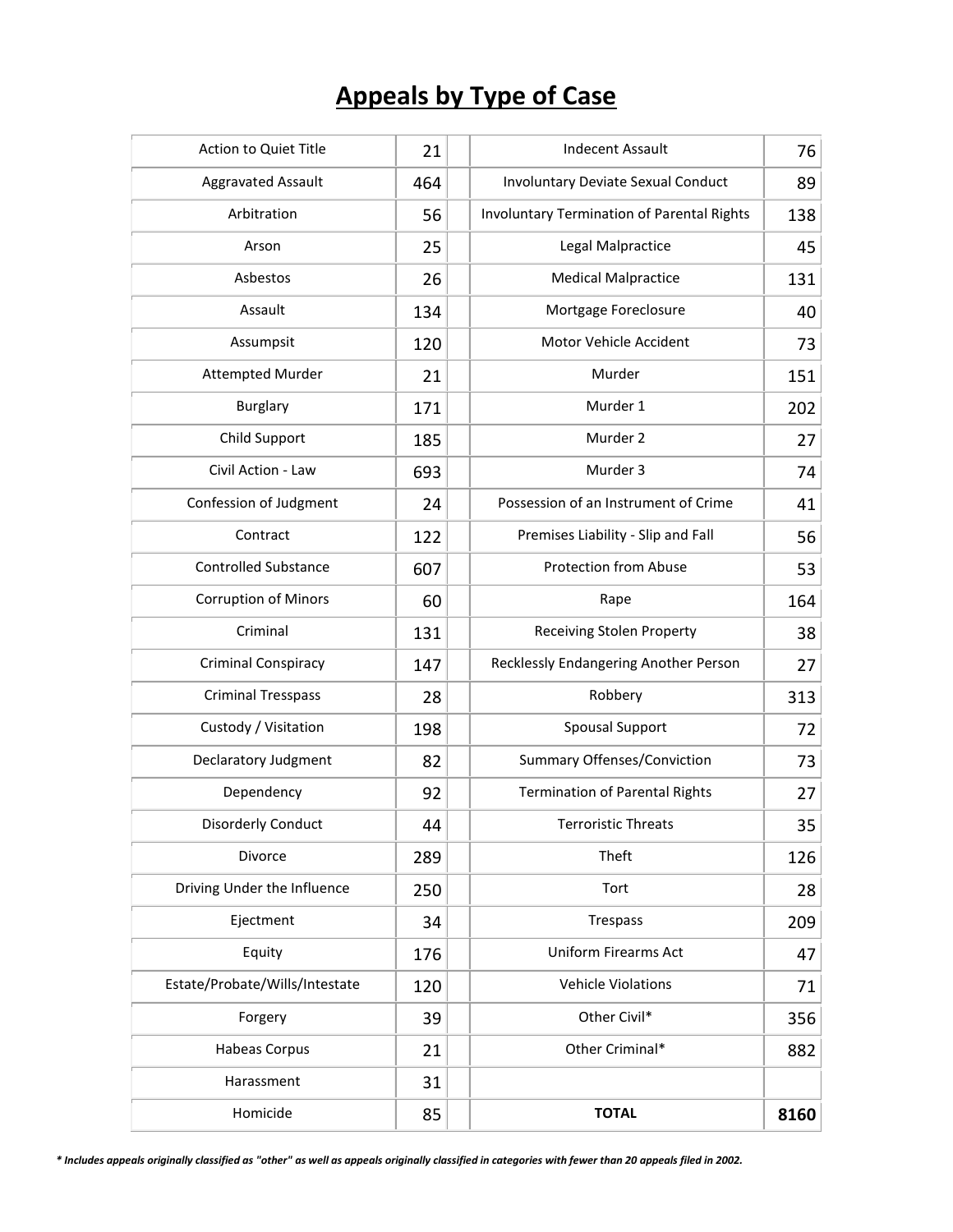# Appeals by Type of Case

| Type of Case | Appeals | Type of Case | Appeals |
|---|---|---|---|
| Action to Quiet Title | 21 | Indecent Assault | 76 |
| Aggravated Assault | 464 | Involuntary Deviate Sexual Conduct | 89 |
| Arbitration | 56 | Involuntary Termination of Parental Rights | 138 |
| Arson | 25 | Legal Malpractice | 45 |
| Asbestos | 26 | Medical Malpractice | 131 |
| Assault | 134 | Mortgage Foreclosure | 40 |
| Assumpsit | 120 | Motor Vehicle Accident | 73 |
| Attempted Murder | 21 | Murder | 151 |
| Burglary | 171 | Murder 1 | 202 |
| Child Support | 185 | Murder 2 | 27 |
| Civil Action - Law | 693 | Murder 3 | 74 |
| Confession of Judgment | 24 | Possession of an Instrument of Crime | 41 |
| Contract | 122 | Premises Liability - Slip and Fall | 56 |
| Controlled Substance | 607 | Protection from Abuse | 53 |
| Corruption of Minors | 60 | Rape | 164 |
| Criminal | 131 | Receiving Stolen Property | 38 |
| Criminal Conspiracy | 147 | Recklessly Endangering Another Person | 27 |
| Criminal Tresspass | 28 | Robbery | 313 |
| Custody / Visitation | 198 | Spousal Support | 72 |
| Declaratory Judgment | 82 | Summary Offenses/Conviction | 73 |
| Dependency | 92 | Termination of Parental Rights | 27 |
| Disorderly Conduct | 44 | Terroristic Threats | 35 |
| Divorce | 289 | Theft | 126 |
| Driving Under the Influence | 250 | Tort | 28 |
| Ejectment | 34 | Trespass | 209 |
| Equity | 176 | Uniform Firearms Act | 47 |
| Estate/Probate/Wills/Intestate | 120 | Vehicle Violations | 71 |
| Forgery | 39 | Other Civil* | 356 |
| Habeas Corpus | 21 | Other Criminal* | 882 |
| Harassment | 31 | | |
| Homicide | 85 | **TOTAL** | **8160** |

*** Includes appeals originally classified as "other" as well as appeals originally classified in categories with fewer than 20 appeals filed in 2002.***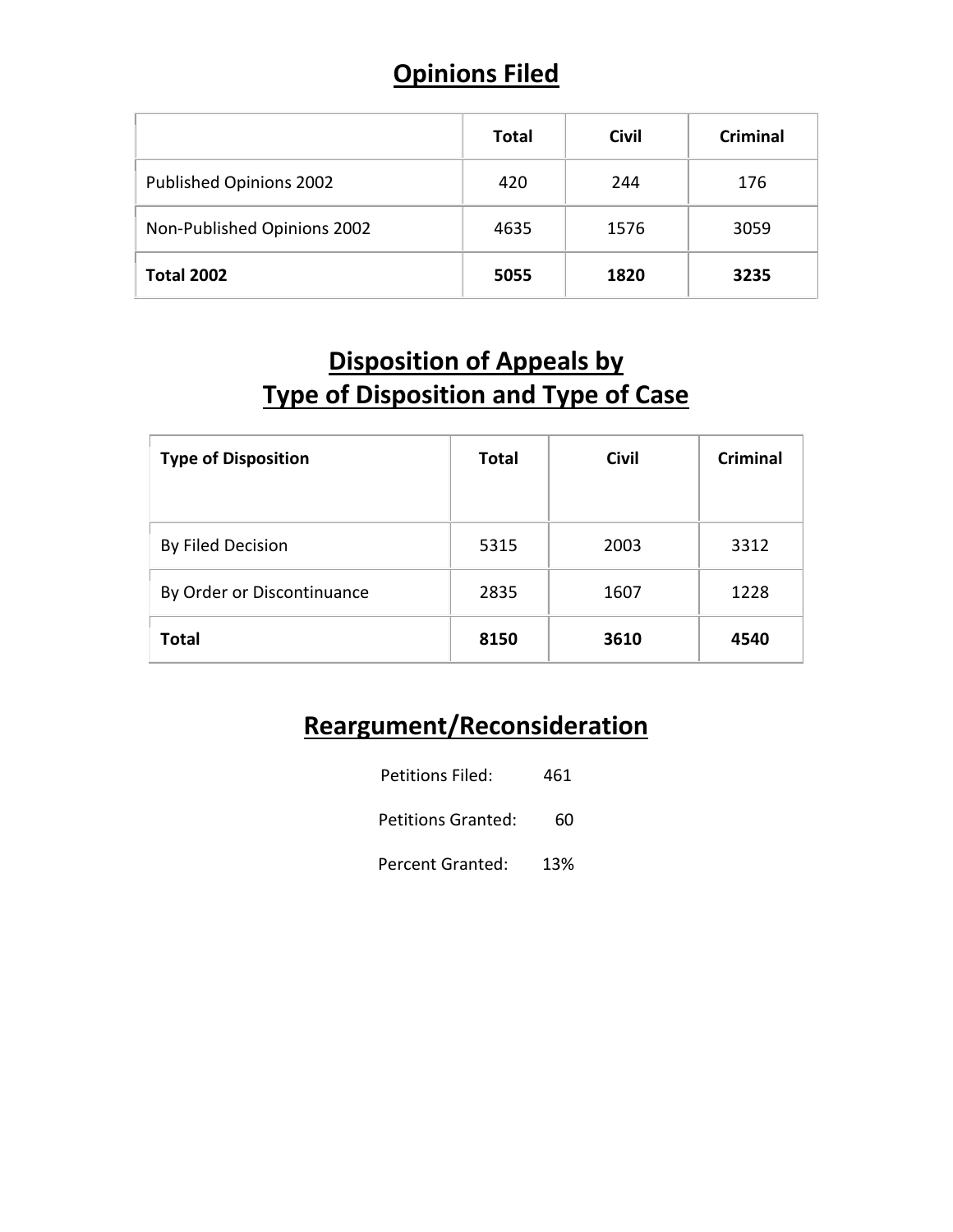## Opinions Filed

| | Total | Civil | Criminal |
|---|---|---|---|
| Published Opinions 2002 | 420 | 244 | 176 |
| Non-Published Opinions 2002 | 4635 | 1576 | 3059 |
| **Total 2002** | **5055** | **1820** | **3235** |

## Disposition of Appeals by Type of Disposition and Type of Case

| Type of Disposition | Total | Civil | Criminal |
|---|---|---|---|
| By Filed Decision | 5315 | 2003 | 3312 |
| By Order or Discontinuance | 2835 | 1607 | 1228 |
| **Total** | **8150** | **3610** | **4540** |

## Reargument/Reconsideration

Petitions Filed: 461

Petitions Granted: 60

Percent Granted: 13%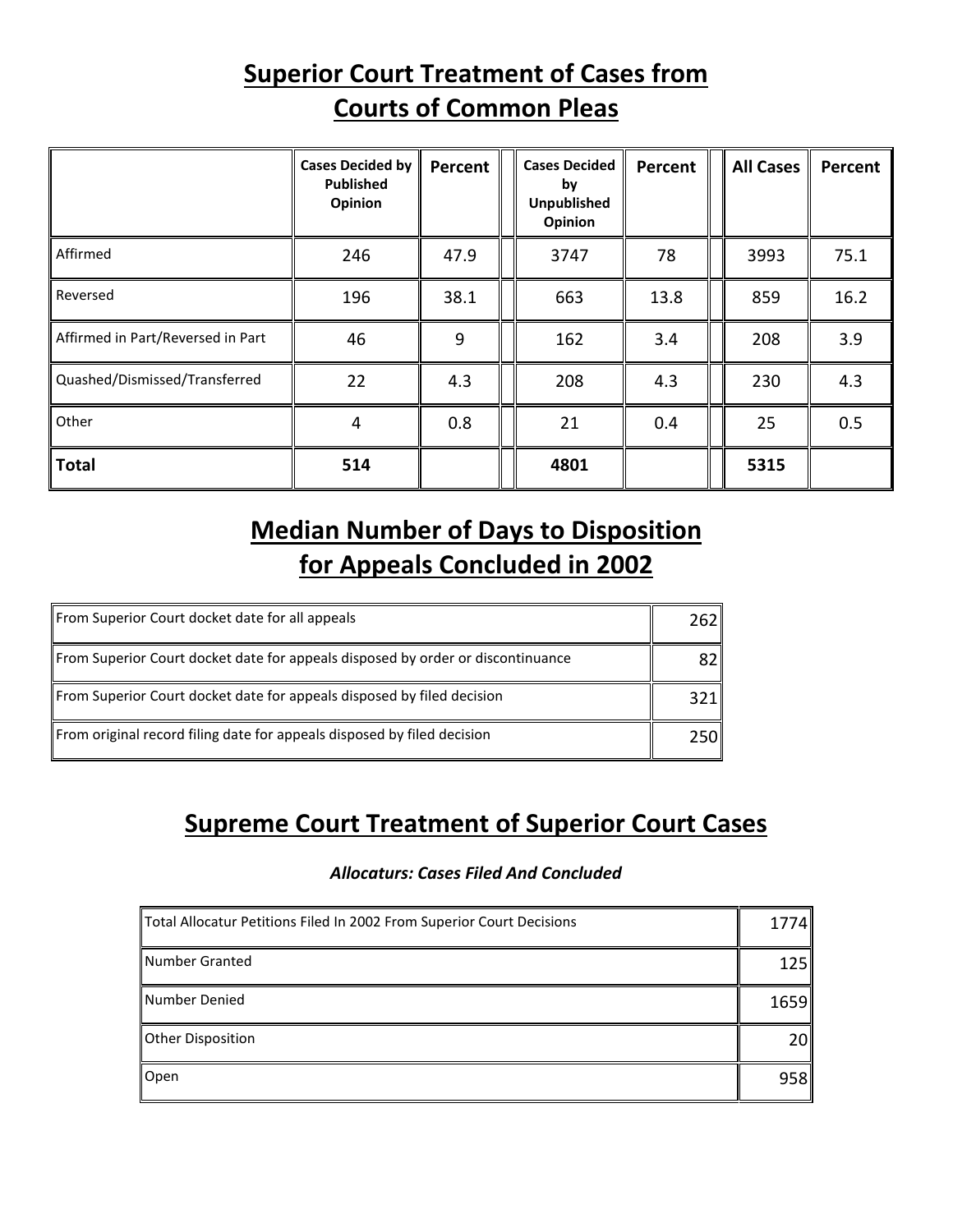## Superior Court Treatment of Cases from Courts of Common Pleas

| | Cases Decided by Published Opinion | Percent | Cases Decided by Unpublished Opinion | Percent | All Cases | Percent |
|---|---|---|---|---|---|---|
| Affirmed | 246 | 47.9 | 3747 | 78 | 3993 | 75.1 |
| Reversed | 196 | 38.1 | 663 | 13.8 | 859 | 16.2 |
| Affirmed in Part/Reversed in Part | 46 | 9 | 162 | 3.4 | 208 | 3.9 |
| Quashed/Dismissed/Transferred | 22 | 4.3 | 208 | 4.3 | 230 | 4.3 |
| Other | 4 | 0.8 | 21 | 0.4 | 25 | 0.5 |
| **Total** | **514** | | **4801** | | **5315** | |

## Median Number of Days to Disposition for Appeals Concluded in 2002

| | |
|---|---|
| From Superior Court docket date for all appeals | 262 |
| From Superior Court docket date for appeals disposed by order or discontinuance | 82 |
| From Superior Court docket date for appeals disposed by filed decision | 321 |
| From original record filing date for appeals disposed by filed decision | 250 |

## Supreme Court Treatment of Superior Court Cases

***Allocaturs: Cases Filed And Concluded***

| | |
|---|---|
| Total Allocatur Petitions Filed In 2002 From Superior Court Decisions | 1774 |
| Number Granted | 125 |
| Number Denied | 1659 |
| Other Disposition | 20 |
| Open | 958 |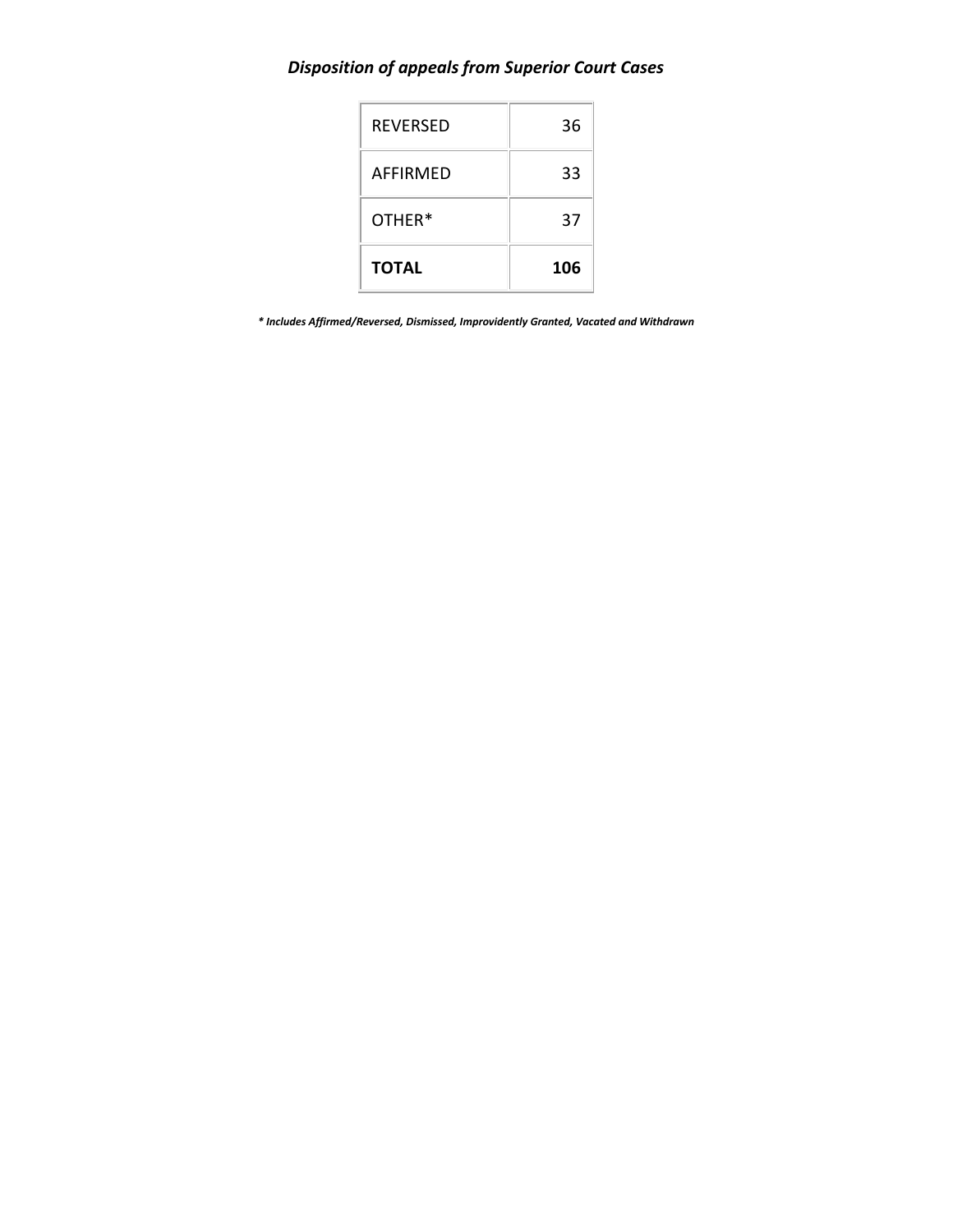## *Disposition of appeals from Superior Court Cases*

| | |
|---|---|
| REVERSED | 36 |
| AFFIRMED | 33 |
| OTHER* | 37 |
| **TOTAL** | **106** |

***** *Includes Affirmed/Reversed, Dismissed, Improvidently Granted, Vacated and Withdrawn***